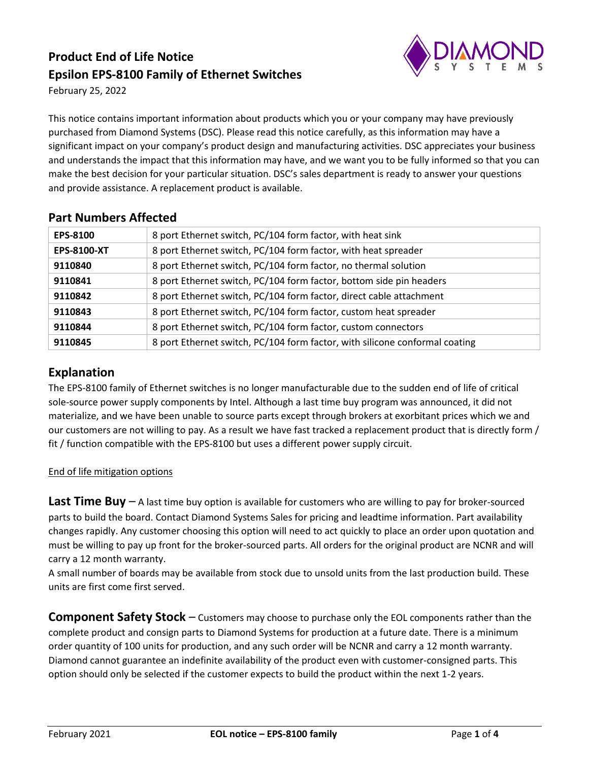# Product End of Life Notice
# Epsilon EPS-8100 Family of Ethernet Switches

February 25, 2022

This notice contains important information about products which you or your company may have previously purchased from Diamond Systems (DSC). Please read this notice carefully, as this information may have a significant impact on your company's product design and manufacturing activities. DSC appreciates your business and understands the impact that this information may have, and we want you to be fully informed so that you can make the best decision for your particular situation. DSC's sales department is ready to answer your questions and provide assistance. A replacement product is available.

## Part Numbers Affected

| | |
|---|---|
| **EPS-8100** | 8 port Ethernet switch, PC/104 form factor, with heat sink |
| **EPS-8100-XT** | 8 port Ethernet switch, PC/104 form factor, with heat spreader |
| **9110840** | 8 port Ethernet switch, PC/104 form factor, no thermal solution |
| **9110841** | 8 port Ethernet switch, PC/104 form factor, bottom side pin headers |
| **9110842** | 8 port Ethernet switch, PC/104 form factor, direct cable attachment |
| **9110843** | 8 port Ethernet switch, PC/104 form factor, custom heat spreader |
| **9110844** | 8 port Ethernet switch, PC/104 form factor, custom connectors |
| **9110845** | 8 port Ethernet switch, PC/104 form factor, with silicone conformal coating |

## Explanation

The EPS-8100 family of Ethernet switches is no longer manufacturable due to the sudden end of life of critical sole-source power supply components by Intel. Although a last time buy program was announced, it did not materialize, and we have been unable to source parts except through brokers at exorbitant prices which we and our customers are not willing to pay. As a result we have fast tracked a replacement product that is directly form / fit / function compatible with the EPS-8100 but uses a different power supply circuit.

End of life mitigation options

**Last Time Buy** – A last time buy option is available for customers who are willing to pay for broker-sourced parts to build the board. Contact Diamond Systems Sales for pricing and leadtime information. Part availability changes rapidly. Any customer choosing this option will need to act quickly to place an order upon quotation and must be willing to pay up front for the broker-sourced parts. All orders for the original product are NCNR and will carry a 12 month warranty.

A small number of boards may be available from stock due to unsold units from the last production build. These units are first come first served.

**Component Safety Stock** – Customers may choose to purchase only the EOL components rather than the complete product and consign parts to Diamond Systems for production at a future date. There is a minimum order quantity of 100 units for production, and any such order will be NCNR and carry a 12 month warranty. Diamond cannot guarantee an indefinite availability of the product even with customer-consigned parts. This option should only be selected if the customer expects to build the product within the next 1-2 years.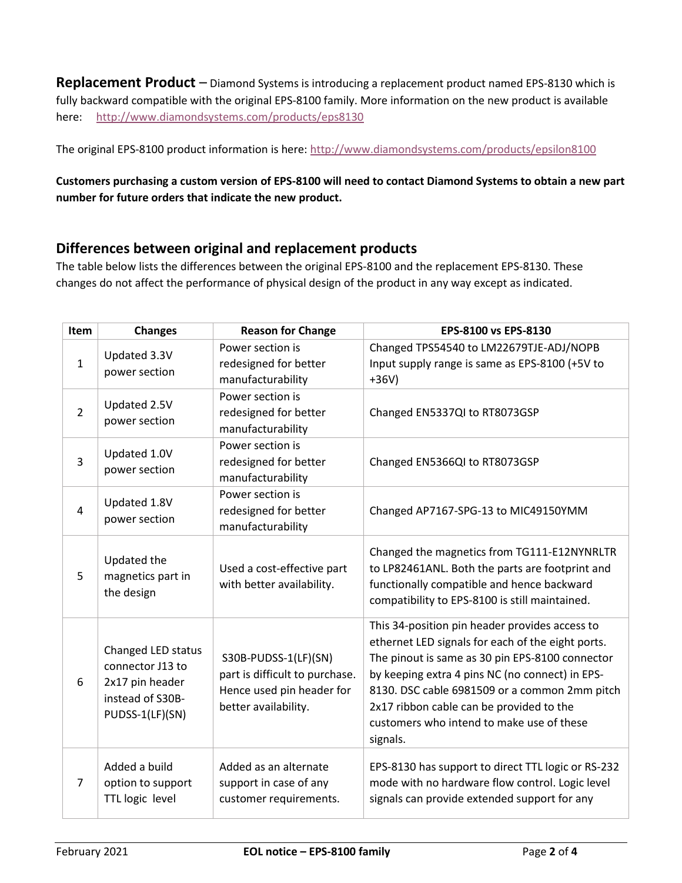**Replacement Product** – Diamond Systems is introducing a replacement product named EPS-8130 which is fully backward compatible with the original EPS-8100 family. More information on the new product is available here: http://www.diamondsystems.com/products/eps8130

The original EPS-8100 product information is here: http://www.diamondsystems.com/products/epsilon8100

**Customers purchasing a custom version of EPS-8100 will need to contact Diamond Systems to obtain a new part number for future orders that indicate the new product.**

## Differences between original and replacement products

The table below lists the differences between the original EPS-8100 and the replacement EPS-8130. These changes do not affect the performance of physical design of the product in any way except as indicated.

| Item | Changes | Reason for Change | EPS-8100 vs EPS-8130 |
|---|---|---|---|
| 1 | Updated 3.3V power section | Power section is redesigned for better manufacturability | Changed TPS54540 to LM22679TJE-ADJ/NOPB Input supply range is same as EPS-8100 (+5V to +36V) |
| 2 | Updated 2.5V power section | Power section is redesigned for better manufacturability | Changed EN5337QI to RT8073GSP |
| 3 | Updated 1.0V power section | Power section is redesigned for better manufacturability | Changed EN5366QI to RT8073GSP |
| 4 | Updated 1.8V power section | Power section is redesigned for better manufacturability | Changed AP7167-SPG-13 to MIC49150YMM |
| 5 | Updated the magnetics part in the design | Used a cost-effective part with better availability. | Changed the magnetics from TG111-E12NYNRLTR to LP82461ANL. Both the parts are footprint and functionally compatible and hence backward compatibility to EPS-8100 is still maintained. |
| 6 | Changed LED status connector J13 to 2x17 pin header instead of S30B-PUDSS-1(LF)(SN) | S30B-PUDSS-1(LF)(SN) part is difficult to purchase. Hence used pin header for better availability. | This 34-position pin header provides access to ethernet LED signals for each of the eight ports. The pinout is same as 30 pin EPS-8100 connector by keeping extra 4 pins NC (no connect) in EPS-8130. DSC cable 6981509 or a common 2mm pitch 2x17 ribbon cable can be provided to the customers who intend to make use of these signals. |
| 7 | Added a build option to support TTL logic level | Added as an alternate support in case of any customer requirements. | EPS-8130 has support to direct TTL logic or RS-232 mode with no hardware flow control. Logic level signals can provide extended support for any |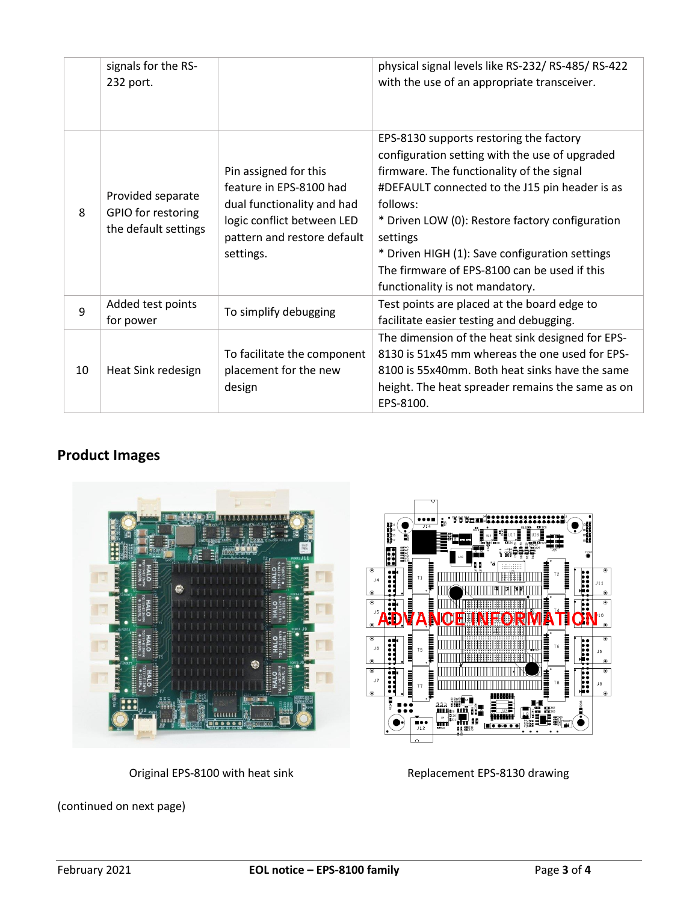| | signals for the RS-232 port. | | physical signal levels like RS-232/ RS-485/ RS-422 with the use of an appropriate transceiver. |
|---|---|---|---|
| 8 | Provided separate GPIO for restoring the default settings | Pin assigned for this feature in EPS-8100 had dual functionality and had logic conflict between LED pattern and restore default settings. | EPS-8130 supports restoring the factory configuration setting with the use of upgraded firmware. The functionality of the signal #DEFAULT connected to the J15 pin header is as follows:<br>* Driven LOW (0): Restore factory configuration settings<br>* Driven HIGH (1): Save configuration settings<br>The firmware of EPS-8100 can be used if this functionality is not mandatory. |
| 9 | Added test points for power | To simplify debugging | Test points are placed at the board edge to facilitate easier testing and debugging. |
| 10 | Heat Sink redesign | To facilitate the component placement for the new design | The dimension of the heat sink designed for EPS-8130 is 51x45 mm whereas the one used for EPS-8100 is 55x40mm. Both heat sinks have the same height. The heat spreader remains the same as on EPS-8100. |

## Product Images

Original EPS-8100 with heat sink

Replacement EPS-8130 drawing

(continued on next page)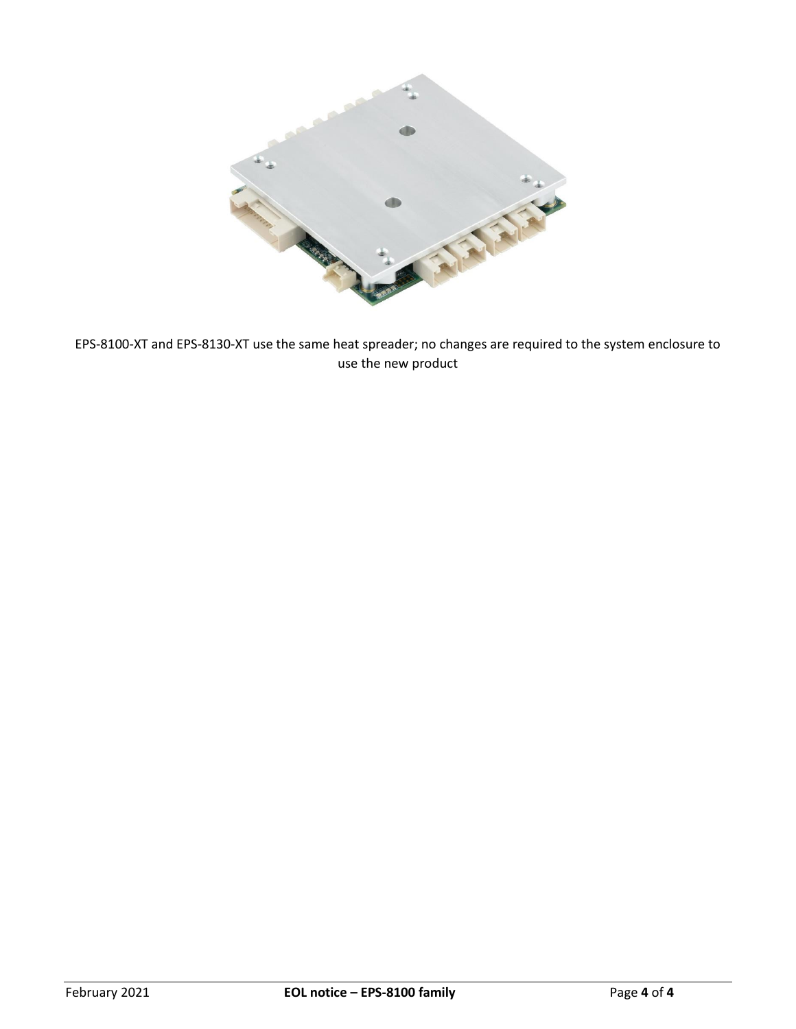EPS-8100-XT and EPS-8130-XT use the same heat spreader; no changes are required to the system enclosure to use the new product